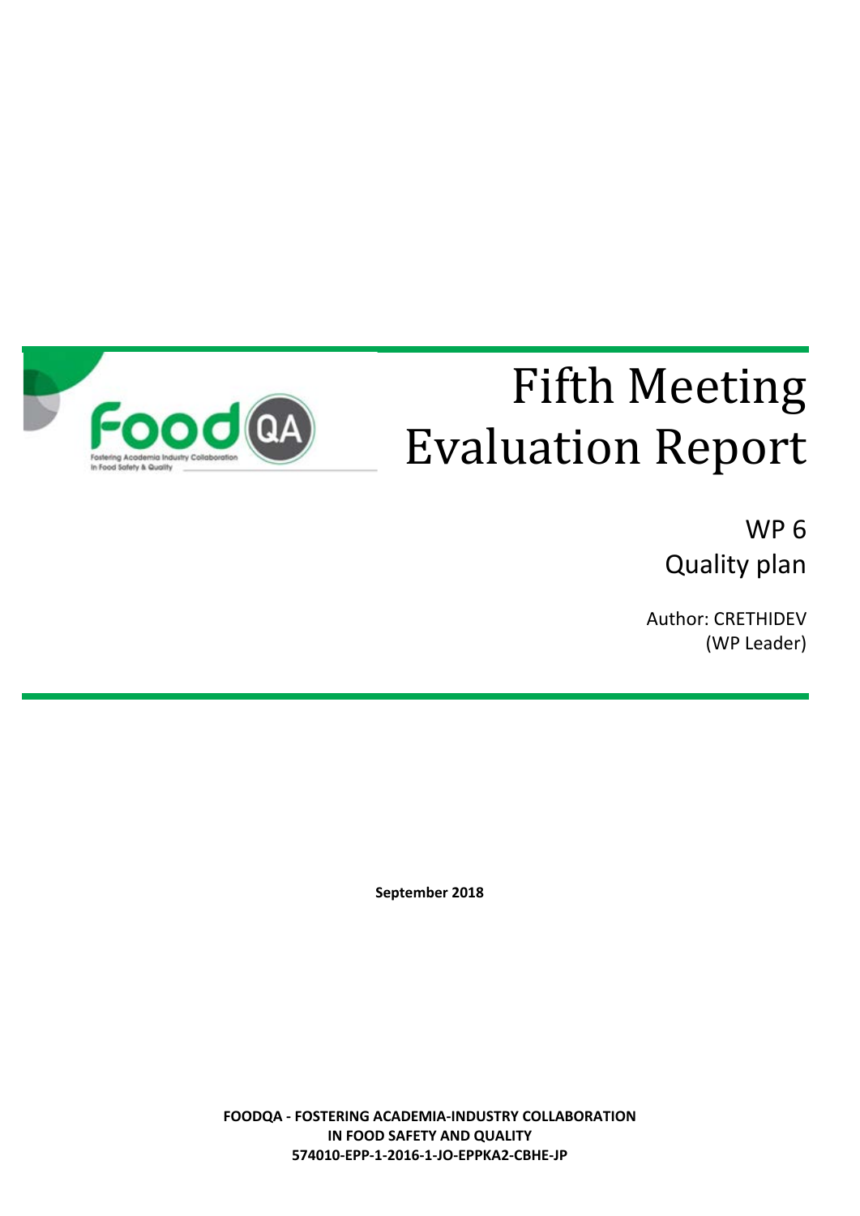# Fifth Meeting Evaluation Report

WP 6

Quality plan

Author: CRETHIDEV (WP Leader)

**September 2018**

**FOODQA - FOSTERING ACADEMIA-INDUSTRY COLLABORATION IN FOOD SAFETY AND QUALITY**
**574010-EPP-1-2016-1-JO-EPPKA2-CBHE-JP**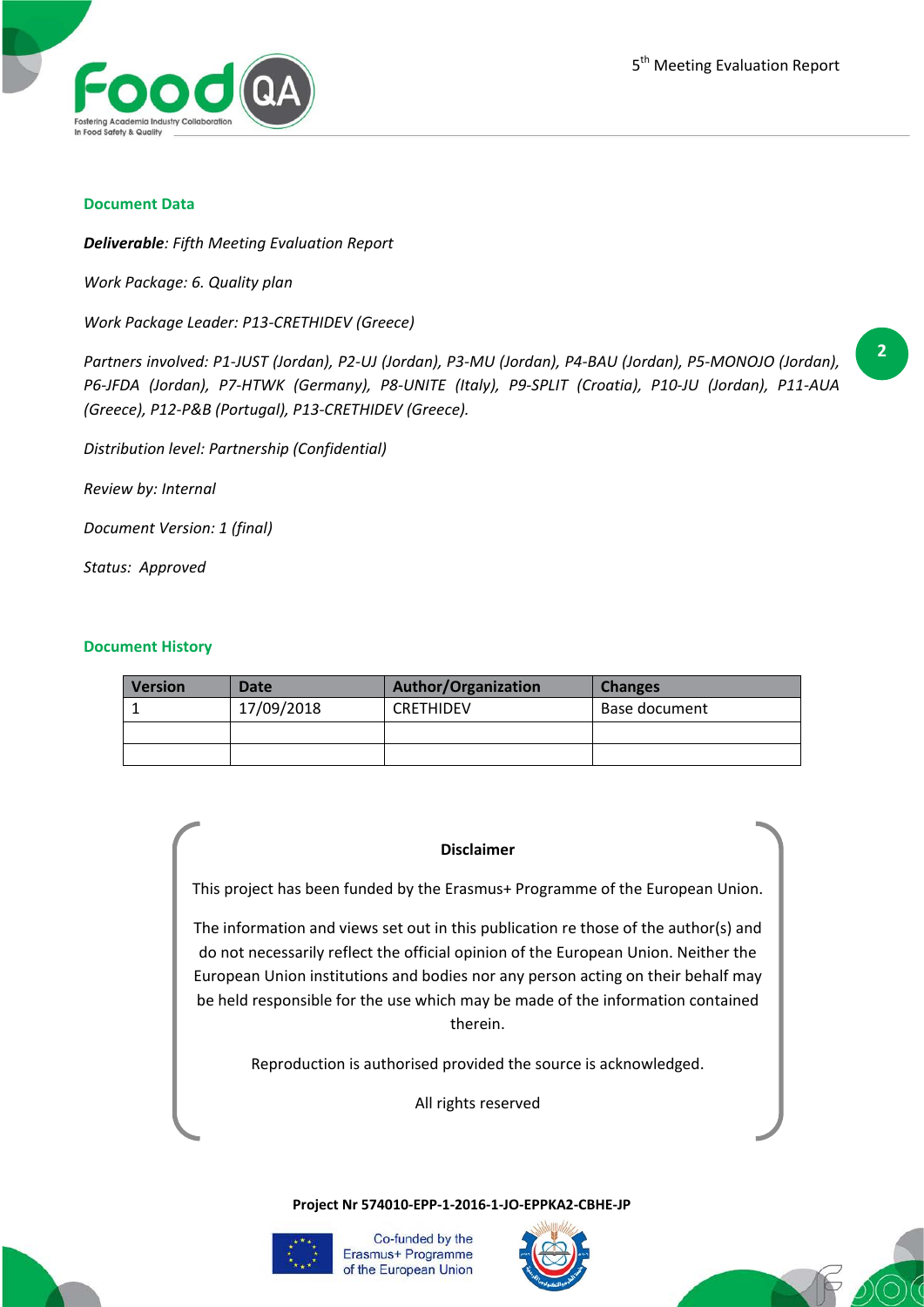## Document Data

***Deliverable***: *Fifth Meeting Evaluation Report*

*Work Package: 6. Quality plan*

*Work Package Leader: P13-CRETHIDEV (Greece)*

*Partners involved: P1-JUST (Jordan), P2-UJ (Jordan), P3-MU (Jordan), P4-BAU (Jordan), P5-MONOJO (Jordan), P6-JFDA (Jordan), P7-HTWK (Germany), P8-UNITE (Italy), P9-SPLIT (Croatia), P10-JU (Jordan), P11-AUA (Greece), P12-P&B (Portugal), P13-CRETHIDEV (Greece).*

*Distribution level: Partnership (Confidential)*

*Review by: Internal*

*Document Version: 1 (final)*

*Status: Approved*

## Document History

| Version | Date | Author/Organization | Changes |
|---|---|---|---|
| 1 | 17/09/2018 | CRETHIDEV | Base document |
| | | | |
| | | | |

**Disclaimer**

This project has been funded by the Erasmus+ Programme of the European Union.

The information and views set out in this publication re those of the author(s) and do not necessarily reflect the official opinion of the European Union. Neither the European Union institutions and bodies nor any person acting on their behalf may be held responsible for the use which may be made of the information contained therein.

Reproduction is authorised provided the source is acknowledged.

All rights reserved

**Project Nr 574010-EPP-1-2016-1-JO-EPPKA2-CBHE-JP**

Co-funded by the Erasmus+ Programme of the European Union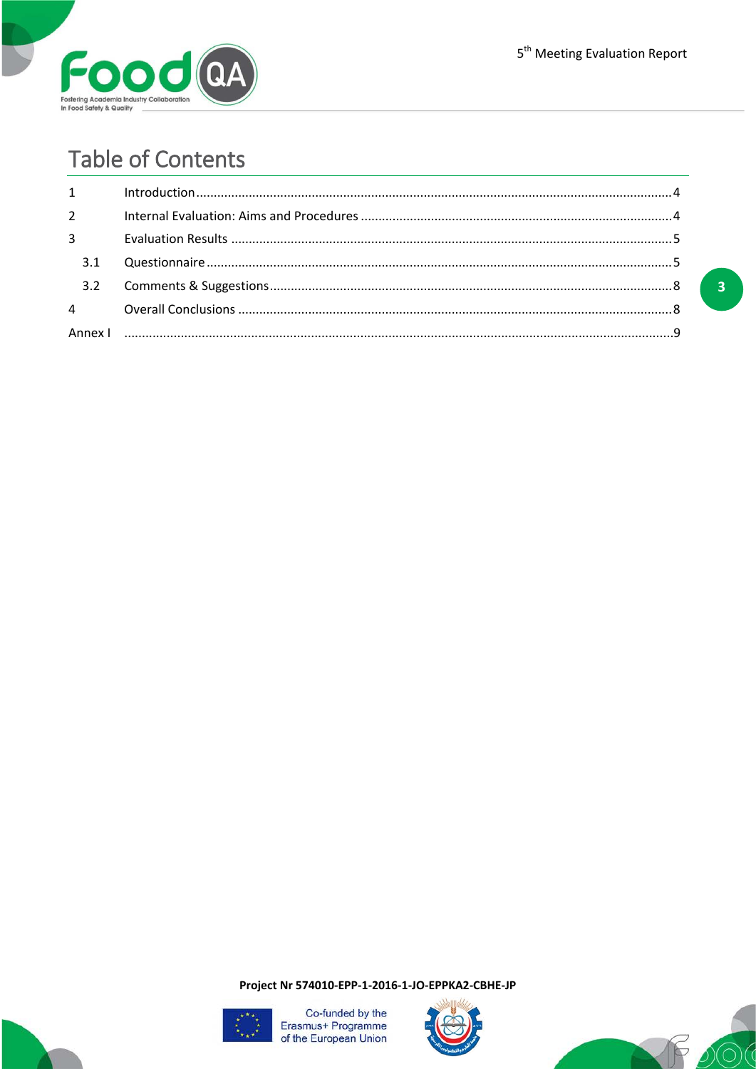# Table of Contents

1 Introduction ..... 4

2 Internal Evaluation: Aims and Procedures ..... 4

3 Evaluation Results ..... 5

  3.1 Questionnaire ..... 5

  3.2 Comments & Suggestions ..... 8

4 Overall Conclusions ..... 8

Annex I ..... 9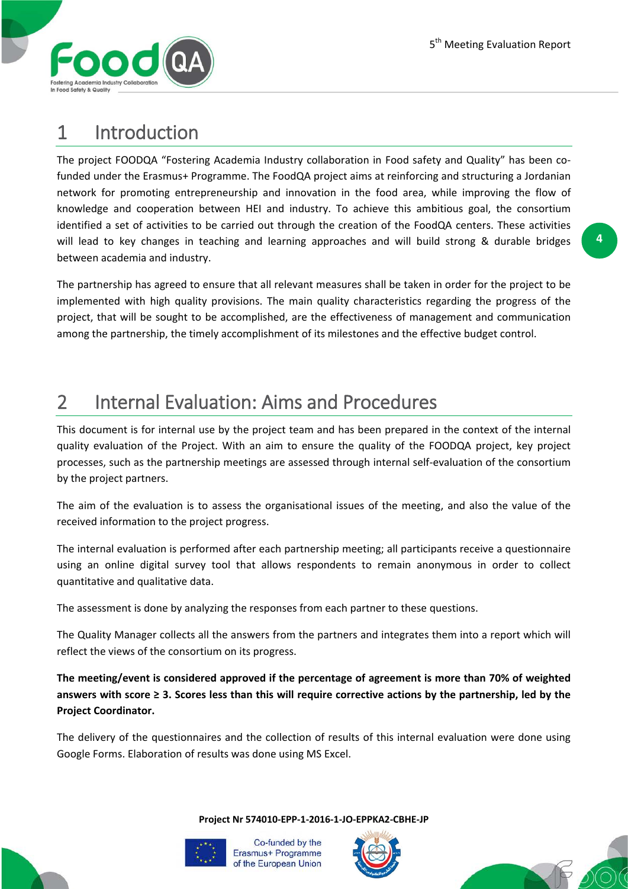# 1 Introduction

The project FOODQA "Fostering Academia Industry collaboration in Food safety and Quality" has been co-funded under the Erasmus+ Programme. The FoodQA project aims at reinforcing and structuring a Jordanian network for promoting entrepreneurship and innovation in the food area, while improving the flow of knowledge and cooperation between HEI and industry. To achieve this ambitious goal, the consortium identified a set of activities to be carried out through the creation of the FoodQA centers. These activities will lead to key changes in teaching and learning approaches and will build strong & durable bridges between academia and industry.

The partnership has agreed to ensure that all relevant measures shall be taken in order for the project to be implemented with high quality provisions. The main quality characteristics regarding the progress of the project, that will be sought to be accomplished, are the effectiveness of management and communication among the partnership, the timely accomplishment of its milestones and the effective budget control.

# 2 Internal Evaluation: Aims and Procedures

This document is for internal use by the project team and has been prepared in the context of the internal quality evaluation of the Project. With an aim to ensure the quality of the FOODQA project, key project processes, such as the partnership meetings are assessed through internal self-evaluation of the consortium by the project partners.

The aim of the evaluation is to assess the organisational issues of the meeting, and also the value of the received information to the project progress.

The internal evaluation is performed after each partnership meeting; all participants receive a questionnaire using an online digital survey tool that allows respondents to remain anonymous in order to collect quantitative and qualitative data.

The assessment is done by analyzing the responses from each partner to these questions.

The Quality Manager collects all the answers from the partners and integrates them into a report which will reflect the views of the consortium on its progress.

**The meeting/event is considered approved if the percentage of agreement is more than 70% of weighted answers with score ≥ 3. Scores less than this will require corrective actions by the partnership, led by the Project Coordinator.**

The delivery of the questionnaires and the collection of results of this internal evaluation were done using Google Forms. Elaboration of results was done using MS Excel.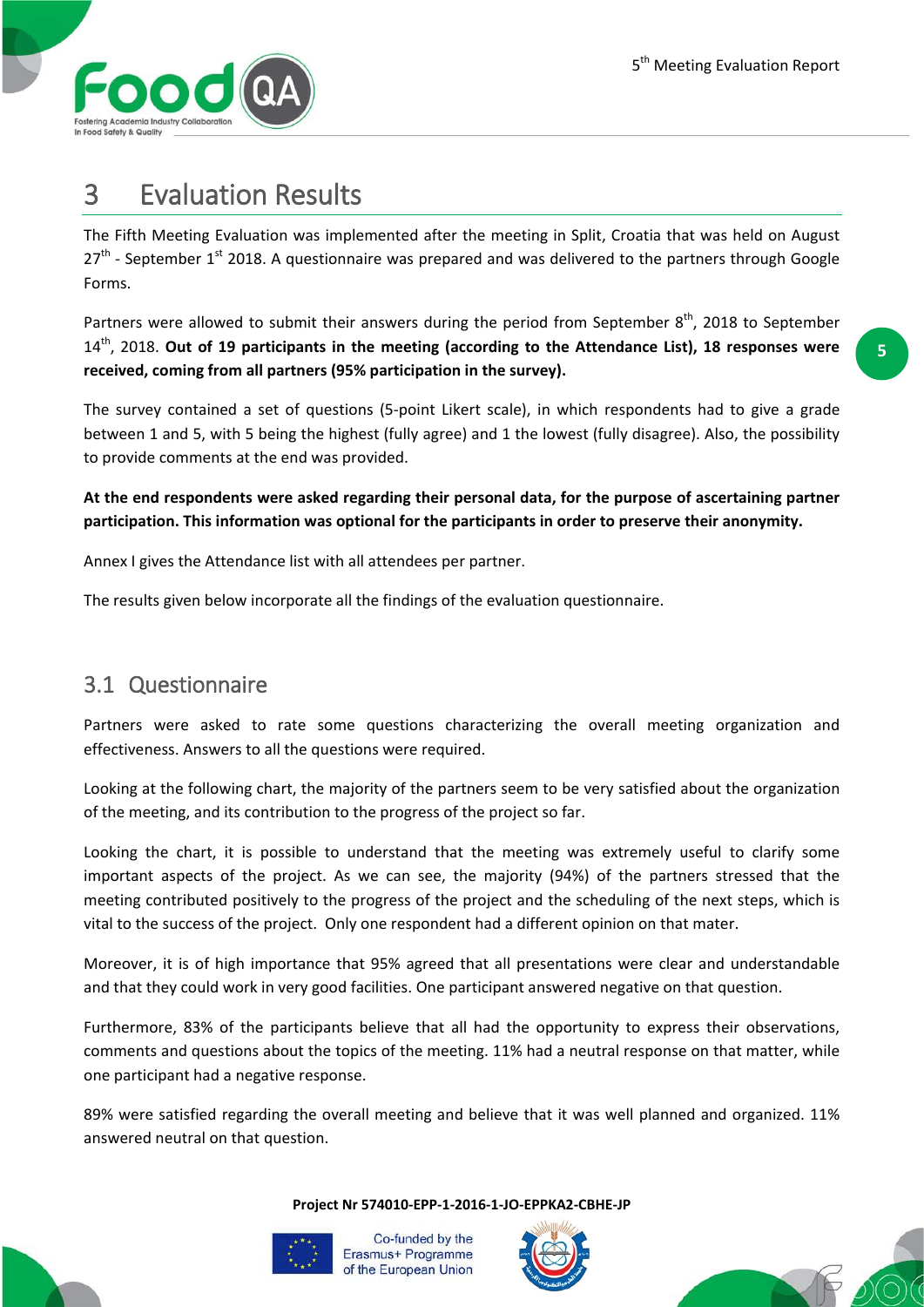# 3 Evaluation Results

The Fifth Meeting Evaluation was implemented after the meeting in Split, Croatia that was held on August 27th - September 1st 2018. A questionnaire was prepared and was delivered to the partners through Google Forms.

Partners were allowed to submit their answers during the period from September 8th, 2018 to September 14th, 2018. **Out of 19 participants in the meeting (according to the Attendance List), 18 responses were received, coming from all partners (95% participation in the survey).**

The survey contained a set of questions (5-point Likert scale), in which respondents had to give a grade between 1 and 5, with 5 being the highest (fully agree) and 1 the lowest (fully disagree). Also, the possibility to provide comments at the end was provided.

**At the end respondents were asked regarding their personal data, for the purpose of ascertaining partner participation. This information was optional for the participants in order to preserve their anonymity.**

Annex I gives the Attendance list with all attendees per partner.

The results given below incorporate all the findings of the evaluation questionnaire.

## 3.1 Questionnaire

Partners were asked to rate some questions characterizing the overall meeting organization and effectiveness. Answers to all the questions were required.

Looking at the following chart, the majority of the partners seem to be very satisfied about the organization of the meeting, and its contribution to the progress of the project so far.

Looking the chart, it is possible to understand that the meeting was extremely useful to clarify some important aspects of the project. As we can see, the majority (94%) of the partners stressed that the meeting contributed positively to the progress of the project and the scheduling of the next steps, which is vital to the success of the project. Only one respondent had a different opinion on that mater.

Moreover, it is of high importance that 95% agreed that all presentations were clear and understandable and that they could work in very good facilities. One participant answered negative on that question.

Furthermore, 83% of the participants believe that all had the opportunity to express their observations, comments and questions about the topics of the meeting. 11% had a neutral response on that matter, while one participant had a negative response.

89% were satisfied regarding the overall meeting and believe that it was well planned and organized. 11% answered neutral on that question.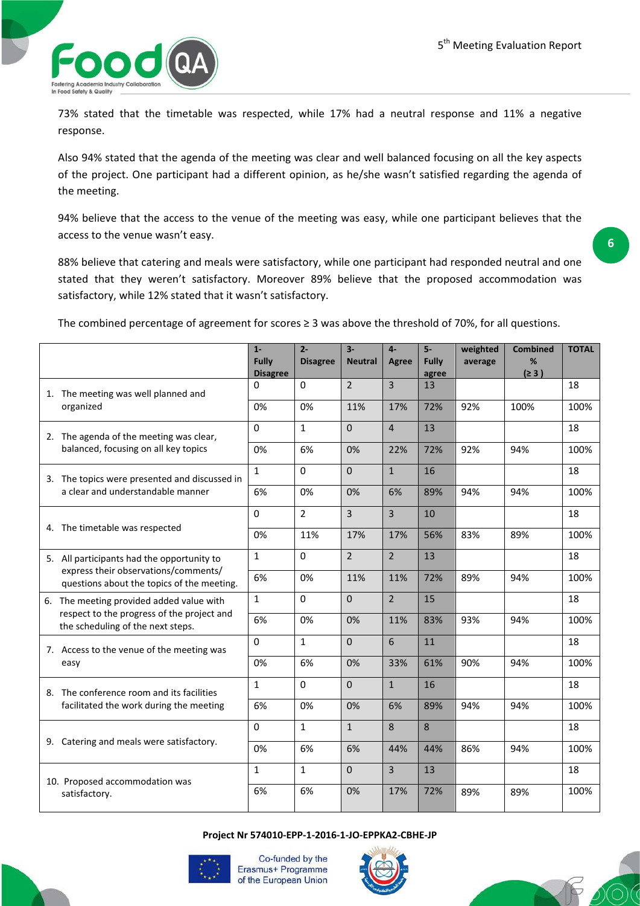73% stated that the timetable was respected, while 17% had a neutral response and 11% a negative response.

Also 94% stated that the agenda of the meeting was clear and well balanced focusing on all the key aspects of the project. One participant had a different opinion, as he/she wasn't satisfied regarding the agenda of the meeting.

94% believe that the access to the venue of the meeting was easy, while one participant believes that the access to the venue wasn't easy.

88% believe that catering and meals were satisfactory, while one participant had responded neutral and one stated that they weren't satisfactory. Moreover 89% believe that the proposed accommodation was satisfactory, while 12% stated that it wasn't satisfactory.

The combined percentage of agreement for scores ≥ 3 was above the threshold of 70%, for all questions.

| | 1- Fully Disagree | 2- Disagree | 3- Neutral | 4- Agree | 5- Fully agree | weighted average | Combined % (≥ 3 ) | TOTAL |
|---|---|---|---|---|---|---|---|---|
| 1. The meeting was well planned and organized | 0 | 0 | 2 | 3 | 13 | | | 18 |
| | 0% | 0% | 11% | 17% | 72% | 92% | 100% | 100% |
| 2. The agenda of the meeting was clear, balanced, focusing on all key topics | 0 | 1 | 0 | 4 | 13 | | | 18 |
| | 0% | 6% | 0% | 22% | 72% | 92% | 94% | 100% |
| 3. The topics were presented and discussed in a clear and understandable manner | 1 | 0 | 0 | 1 | 16 | | | 18 |
| | 6% | 0% | 0% | 6% | 89% | 94% | 94% | 100% |
| 4. The timetable was respected | 0 | 2 | 3 | 3 | 10 | | | 18 |
| | 0% | 11% | 17% | 17% | 56% | 83% | 89% | 100% |
| 5. All participants had the opportunity to express their observations/comments/ questions about the topics of the meeting. | 1 | 0 | 2 | 2 | 13 | | | 18 |
| | 6% | 0% | 11% | 11% | 72% | 89% | 94% | 100% |
| 6. The meeting provided added value with respect to the progress of the project and the scheduling of the next steps. | 1 | 0 | 0 | 2 | 15 | | | 18 |
| | 6% | 0% | 0% | 11% | 83% | 93% | 94% | 100% |
| 7. Access to the venue of the meeting was easy | 0 | 1 | 0 | 6 | 11 | | | 18 |
| | 0% | 6% | 0% | 33% | 61% | 90% | 94% | 100% |
| 8. The conference room and its facilities facilitated the work during the meeting | 1 | 0 | 0 | 1 | 16 | | | 18 |
| | 6% | 0% | 0% | 6% | 89% | 94% | 94% | 100% |
| 9. Catering and meals were satisfactory. | 0 | 1 | 1 | 8 | 8 | | | 18 |
| | 0% | 6% | 6% | 44% | 44% | 86% | 94% | 100% |
| 10. Proposed accommodation was satisfactory. | 1 | 1 | 0 | 3 | 13 | | | 18 |
| | 6% | 6% | 0% | 17% | 72% | 89% | 89% | 100% |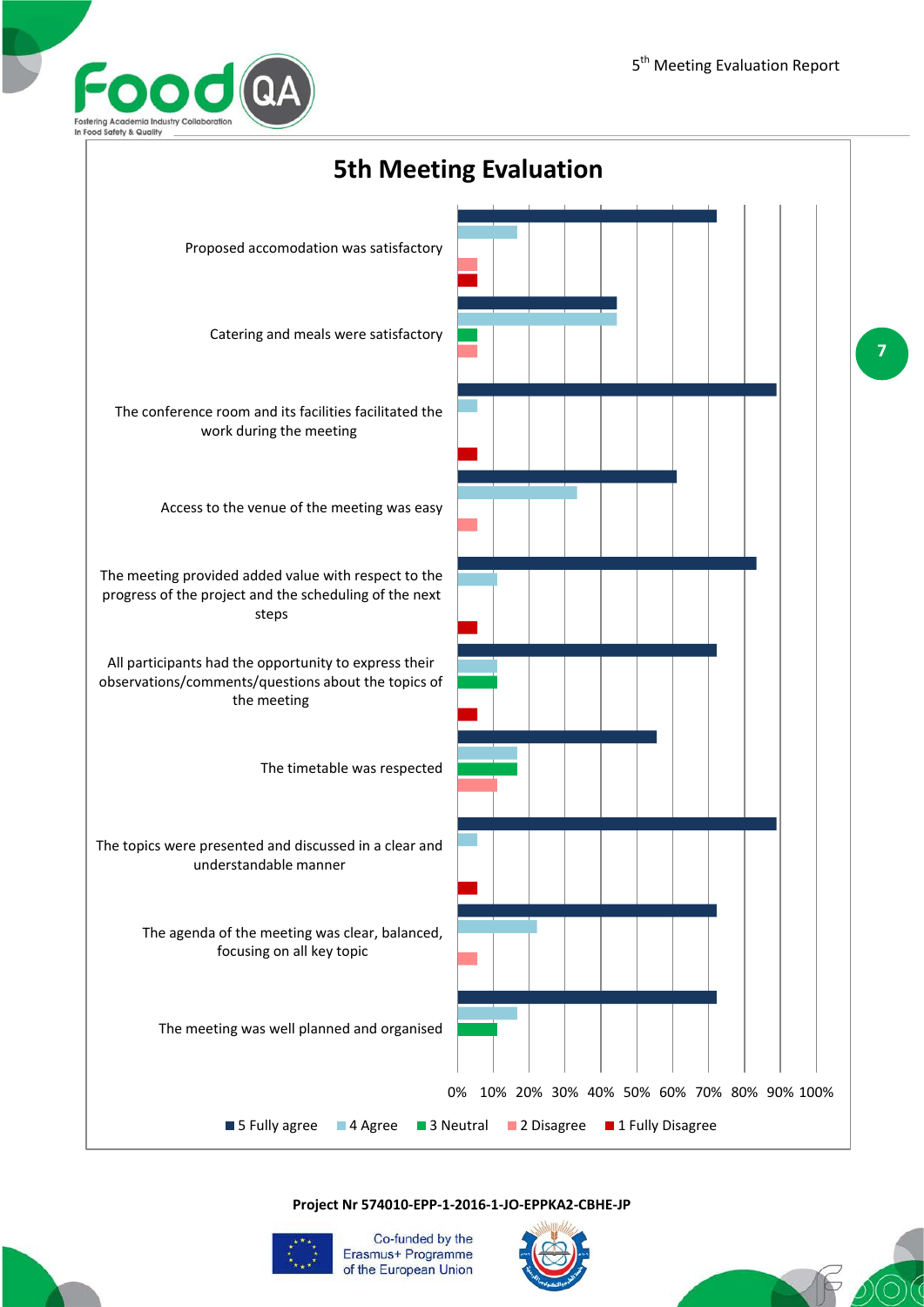# 5th Meeting Evaluation

| Statement | 5 Fully agree | 4 Agree | 3 Neutral | 2 Disagree | 1 Fully Disagree |
|---|---|---|---|---|---|
| Proposed accomodation was satisfactory | | | | | |
| Catering and meals were satisfactory | | | | | |
| The conference room and its facilities facilitated the work during the meeting | | | | | |
| Access to the venue of the meeting was easy | | | | | |
| The meeting provided added value with respect to the progress of the project and the scheduling of the next steps | | | | | |
| All participants had the opportunity to express their observations/comments/questions about the topics of the meeting | | | | | |
| The timetable was respected | | | | | |
| The topics were presented and discussed in a clear and understandable manner | | | | | |
| The agenda of the meeting was clear, balanced, focusing on all key topic | | | | | |
| The meeting was well planned and organised | | | | | |

0% 10% 20% 30% 40% 50% 60% 70% 80% 90% 100%

■ 5 Fully agree ■ 4 Agree ■ 3 Neutral ■ 2 Disagree ■ 1 Fully Disagree

**Project Nr 574010-EPP-1-2016-1-JO-EPPKA2-CBHE-JP**

Co-funded by the Erasmus+ Programme of the European Union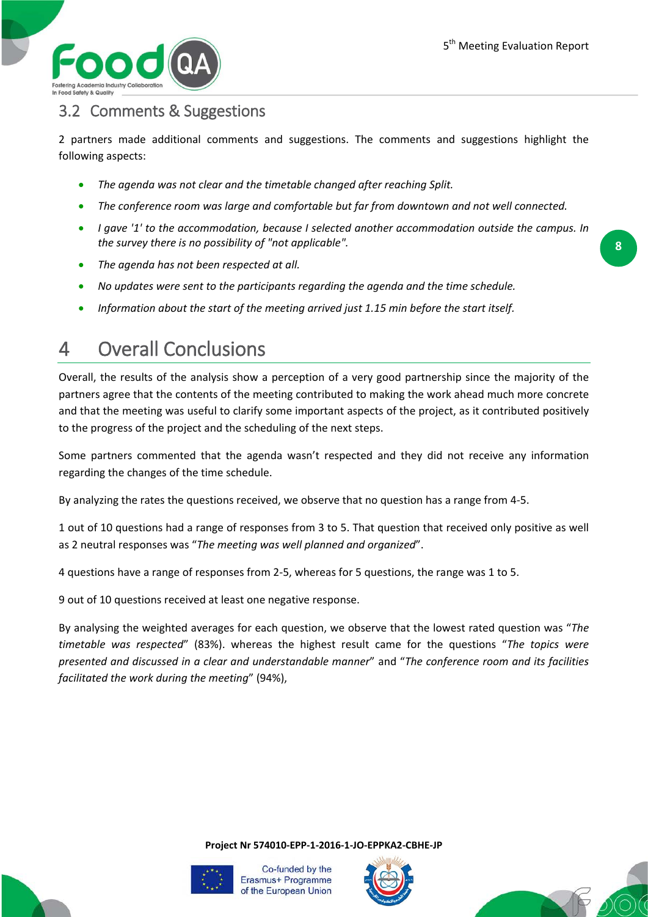## 3.2 Comments & Suggestions

2 partners made additional comments and suggestions. The comments and suggestions highlight the following aspects:

- *The agenda was not clear and the timetable changed after reaching Split.*
- *The conference room was large and comfortable but far from downtown and not well connected.*
- *I gave '1' to the accommodation, because I selected another accommodation outside the campus. In the survey there is no possibility of "not applicable".*
- *The agenda has not been respected at all.*
- *No updates were sent to the participants regarding the agenda and the time schedule.*
- *Information about the start of the meeting arrived just 1.15 min before the start itself.*

# 4 Overall Conclusions

Overall, the results of the analysis show a perception of a very good partnership since the majority of the partners agree that the contents of the meeting contributed to making the work ahead much more concrete and that the meeting was useful to clarify some important aspects of the project, as it contributed positively to the progress of the project and the scheduling of the next steps.

Some partners commented that the agenda wasn't respected and they did not receive any information regarding the changes of the time schedule.

By analyzing the rates the questions received, we observe that no question has a range from 4-5.

1 out of 10 questions had a range of responses from 3 to 5. That question that received only positive as well as 2 neutral responses was "*The meeting was well planned and organized*".

4 questions have a range of responses from 2-5, whereas for 5 questions, the range was 1 to 5.

9 out of 10 questions received at least one negative response.

By analysing the weighted averages for each question, we observe that the lowest rated question was "*The timetable was respected*" (83%). whereas the highest result came for the questions "*The topics were presented and discussed in a clear and understandable manner*" and "*The conference room and its facilities facilitated the work during the meeting*" (94%),

**Project Nr 574010-EPP-1-2016-1-JO-EPPKA2-CBHE-JP**

Co-funded by the Erasmus+ Programme of the European Union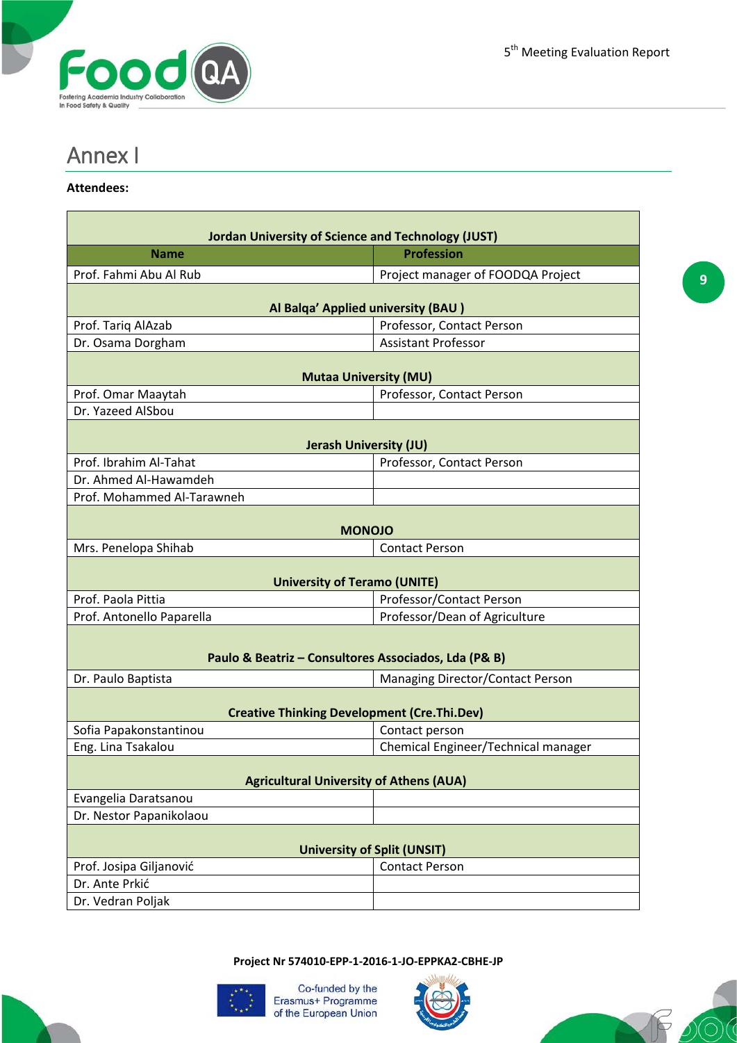# Annex I

**Attendees:**

| | |
|---|---|
| **Jordan University of Science and Technology (JUST)** | |
| **Name** | **Profession** |
| Prof. Fahmi Abu Al Rub | Project manager of FOODQA Project |
| **Al Balqa' Applied university (BAU )** | |
| Prof. Tariq AlAzab | Professor, Contact Person |
| Dr. Osama Dorgham | Assistant Professor |
| **Mutaa University (MU)** | |
| Prof. Omar Maaytah | Professor, Contact Person |
| Dr. Yazeed AlSbou | |
| **Jerash University (JU)** | |
| Prof. Ibrahim Al-Tahat | Professor, Contact Person |
| Dr. Ahmed Al-Hawamdeh | |
| Prof. Mohammed Al-Tarawneh | |
| **MONOJO** | |
| Mrs. Penelopa Shihab | Contact Person |
| **University of Teramo (UNITE)** | |
| Prof. Paola Pittia | Professor/Contact Person |
| Prof. Antonello Paparella | Professor/Dean of Agriculture |
| **Paulo & Beatriz – Consultores Associados, Lda (P& B)** | |
| Dr. Paulo Baptista | Managing Director/Contact Person |
| **Creative Thinking Development (Cre.Thi.Dev)** | |
| Sofia Papakonstantinou | Contact person |
| Eng. Lina Tsakalou | Chemical Engineer/Technical manager |
| **Agricultural University of Athens (AUA)** | |
| Evangelia Daratsanou | |
| Dr. Nestor Papanikolaou | |
| **University of Split (UNSIT)** | |
| Prof. Josipa Giljanović | Contact Person |
| Dr. Ante Prkić | |
| Dr. Vedran Poljak | |

**Project Nr 574010-EPP-1-2016-1-JO-EPPKA2-CBHE-JP**

Co-funded by the Erasmus+ Programme of the European Union